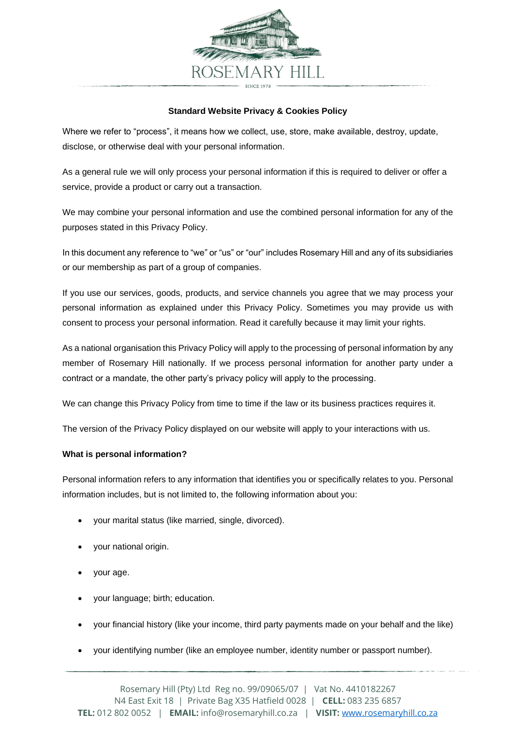## Standard Website Privacy & Cookies Policy

Where we refer to "process", it means how we collect, use, store, make available, destroy, update, disclose, or otherwise deal with your personal information.

As a general rule we will only process your personal information if this is required to deliver or offer a service, provide a product or carry out a transaction.

We may combine your personal information and use the combined personal information for any of the purposes stated in this Privacy Policy.

In this document any reference to "we" or "us" or "our" includes Rosemary Hill and any of its subsidiaries or our membership as part of a group of companies.

If you use our services, goods, products, and service channels you agree that we may process your personal information as explained under this Privacy Policy. Sometimes you may provide us with consent to process your personal information. Read it carefully because it may limit your rights.

As a national organisation this Privacy Policy will apply to the processing of personal information by any member of Rosemary Hill nationally. If we process personal information for another party under a contract or a mandate, the other party's privacy policy will apply to the processing.

We can change this Privacy Policy from time to time if the law or its business practices requires it.

The version of the Privacy Policy displayed on our website will apply to your interactions with us.

**What is personal information?**

Personal information refers to any information that identifies you or specifically relates to you. Personal information includes, but is not limited to, the following information about you:

- your marital status (like married, single, divorced).
- your national origin.
- your age.
- your language; birth; education.
- your financial history (like your income, third party payments made on your behalf and the like)
- your identifying number (like an employee number, identity number or passport number).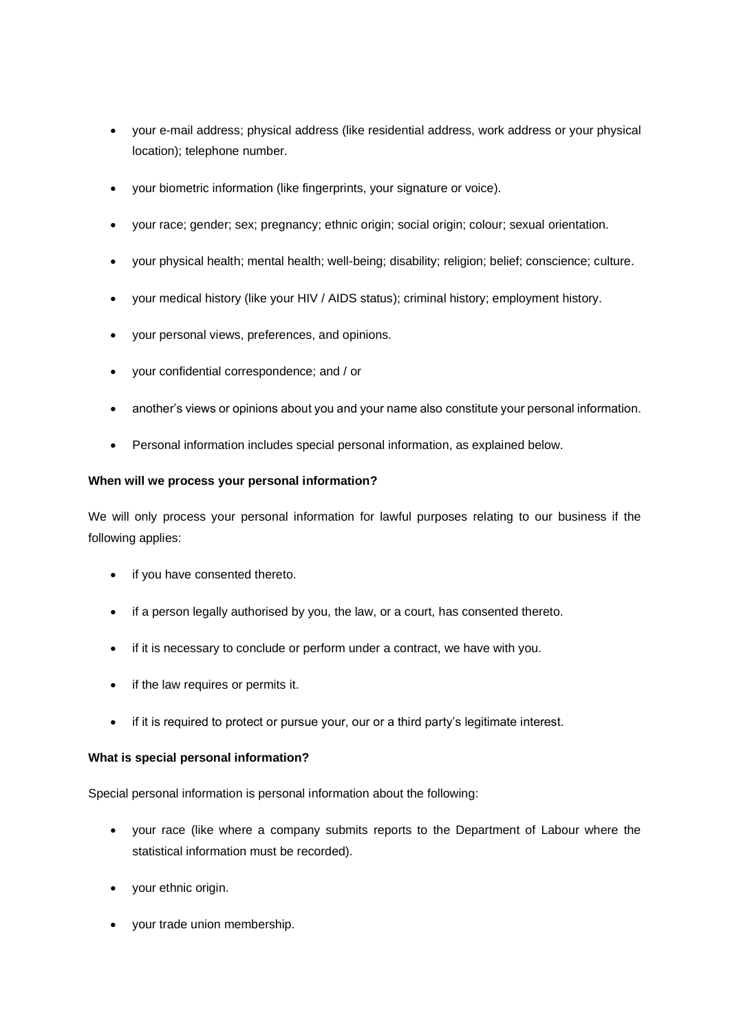- your e-mail address; physical address (like residential address, work address or your physical location); telephone number.
- your biometric information (like fingerprints, your signature or voice).
- your race; gender; sex; pregnancy; ethnic origin; social origin; colour; sexual orientation.
- your physical health; mental health; well-being; disability; religion; belief; conscience; culture.
- your medical history (like your HIV / AIDS status); criminal history; employment history.
- your personal views, preferences, and opinions.
- your confidential correspondence; and / or
- another's views or opinions about you and your name also constitute your personal information.
- Personal information includes special personal information, as explained below.

**When will we process your personal information?**

We will only process your personal information for lawful purposes relating to our business if the following applies:

- if you have consented thereto.
- if a person legally authorised by you, the law, or a court, has consented thereto.
- if it is necessary to conclude or perform under a contract, we have with you.
- if the law requires or permits it.
- if it is required to protect or pursue your, our or a third party's legitimate interest.

**What is special personal information?**

Special personal information is personal information about the following:

- your race (like where a company submits reports to the Department of Labour where the statistical information must be recorded).
- your ethnic origin.
- your trade union membership.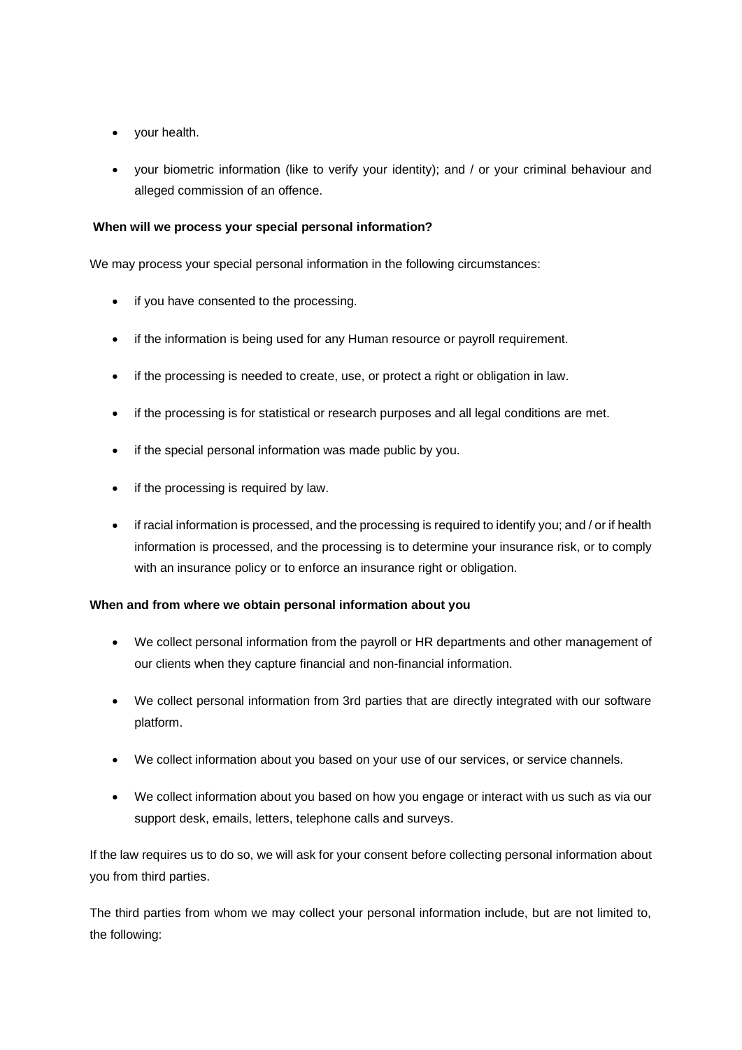- your health.
- your biometric information (like to verify your identity); and / or your criminal behaviour and alleged commission of an offence.

**When will we process your special personal information?**

We may process your special personal information in the following circumstances:

- if you have consented to the processing.
- if the information is being used for any Human resource or payroll requirement.
- if the processing is needed to create, use, or protect a right or obligation in law.
- if the processing is for statistical or research purposes and all legal conditions are met.
- if the special personal information was made public by you.
- if the processing is required by law.
- if racial information is processed, and the processing is required to identify you; and / or if health information is processed, and the processing is to determine your insurance risk, or to comply with an insurance policy or to enforce an insurance right or obligation.

**When and from where we obtain personal information about you**

- We collect personal information from the payroll or HR departments and other management of our clients when they capture financial and non-financial information.
- We collect personal information from 3rd parties that are directly integrated with our software platform.
- We collect information about you based on your use of our services, or service channels.
- We collect information about you based on how you engage or interact with us such as via our support desk, emails, letters, telephone calls and surveys.

If the law requires us to do so, we will ask for your consent before collecting personal information about you from third parties.

The third parties from whom we may collect your personal information include, but are not limited to, the following: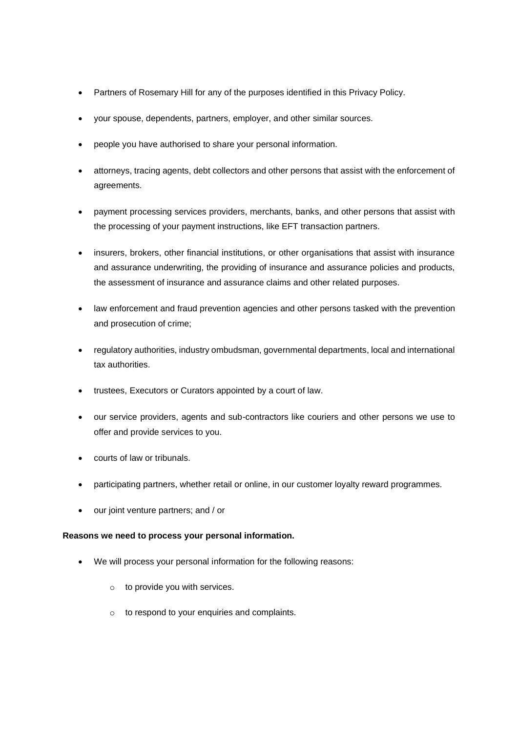- Partners of Rosemary Hill for any of the purposes identified in this Privacy Policy.
- your spouse, dependents, partners, employer, and other similar sources.
- people you have authorised to share your personal information.
- attorneys, tracing agents, debt collectors and other persons that assist with the enforcement of agreements.
- payment processing services providers, merchants, banks, and other persons that assist with the processing of your payment instructions, like EFT transaction partners.
- insurers, brokers, other financial institutions, or other organisations that assist with insurance and assurance underwriting, the providing of insurance and assurance policies and products, the assessment of insurance and assurance claims and other related purposes.
- law enforcement and fraud prevention agencies and other persons tasked with the prevention and prosecution of crime;
- regulatory authorities, industry ombudsman, governmental departments, local and international tax authorities.
- trustees, Executors or Curators appointed by a court of law.
- our service providers, agents and sub-contractors like couriers and other persons we use to offer and provide services to you.
- courts of law or tribunals.
- participating partners, whether retail or online, in our customer loyalty reward programmes.
- our joint venture partners; and / or

**Reasons we need to process your personal information.**

- We will process your personal information for the following reasons:
  - to provide you with services.
  - to respond to your enquiries and complaints.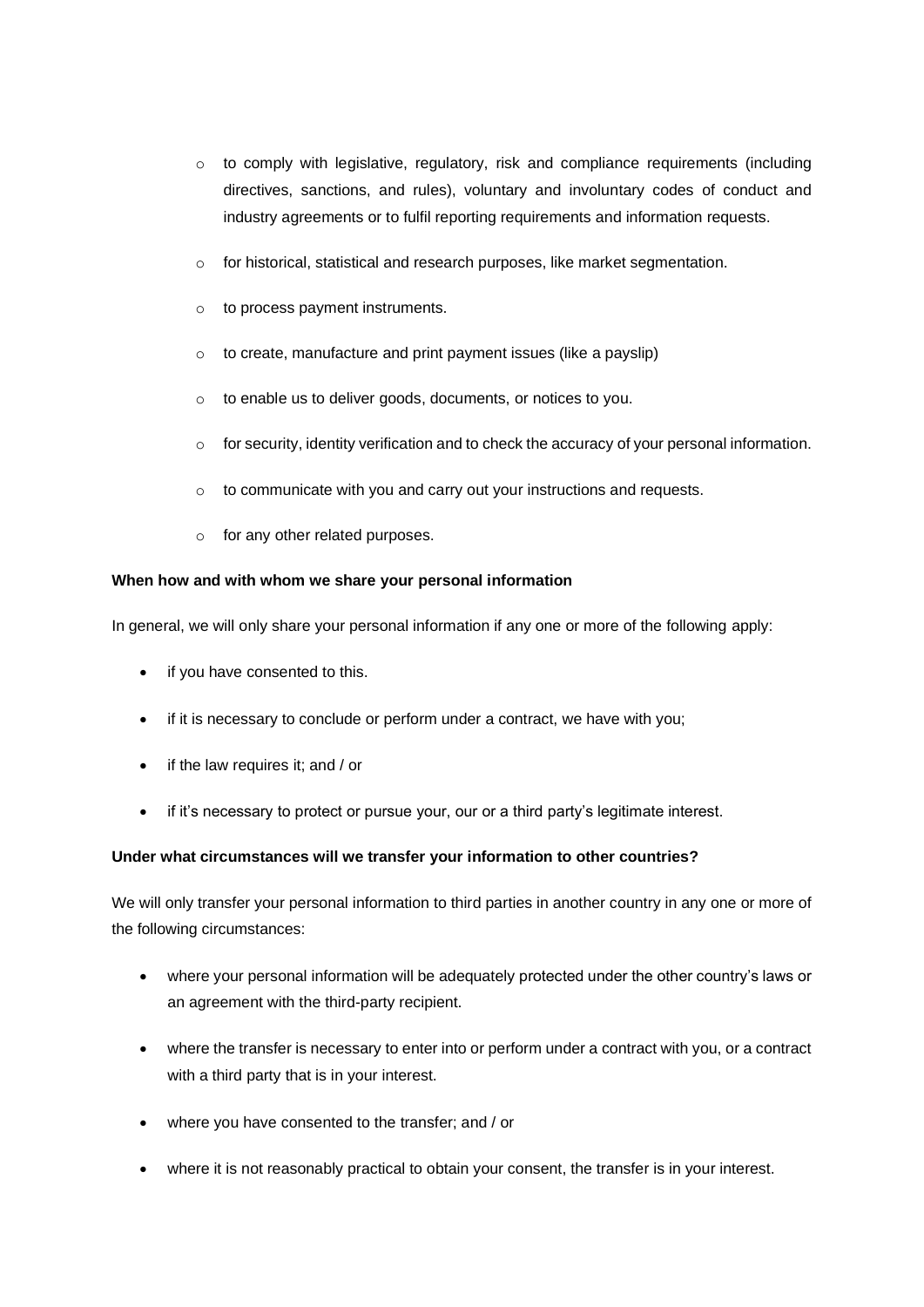- to comply with legislative, regulatory, risk and compliance requirements (including directives, sanctions, and rules), voluntary and involuntary codes of conduct and industry agreements or to fulfil reporting requirements and information requests.
   - for historical, statistical and research purposes, like market segmentation.
   - to process payment instruments.
   - to create, manufacture and print payment issues (like a payslip)
   - to enable us to deliver goods, documents, or notices to you.
   - for security, identity verification and to check the accuracy of your personal information.
   - to communicate with you and carry out your instructions and requests.
   - for any other related purposes.

**When how and with whom we share your personal information**

In general, we will only share your personal information if any one or more of the following apply:

- if you have consented to this.
- if it is necessary to conclude or perform under a contract, we have with you;
- if the law requires it; and / or
- if it's necessary to protect or pursue your, our or a third party's legitimate interest.

**Under what circumstances will we transfer your information to other countries?**

We will only transfer your personal information to third parties in another country in any one or more of the following circumstances:

- where your personal information will be adequately protected under the other country's laws or an agreement with the third-party recipient.
- where the transfer is necessary to enter into or perform under a contract with you, or a contract with a third party that is in your interest.
- where you have consented to the transfer; and / or
- where it is not reasonably practical to obtain your consent, the transfer is in your interest.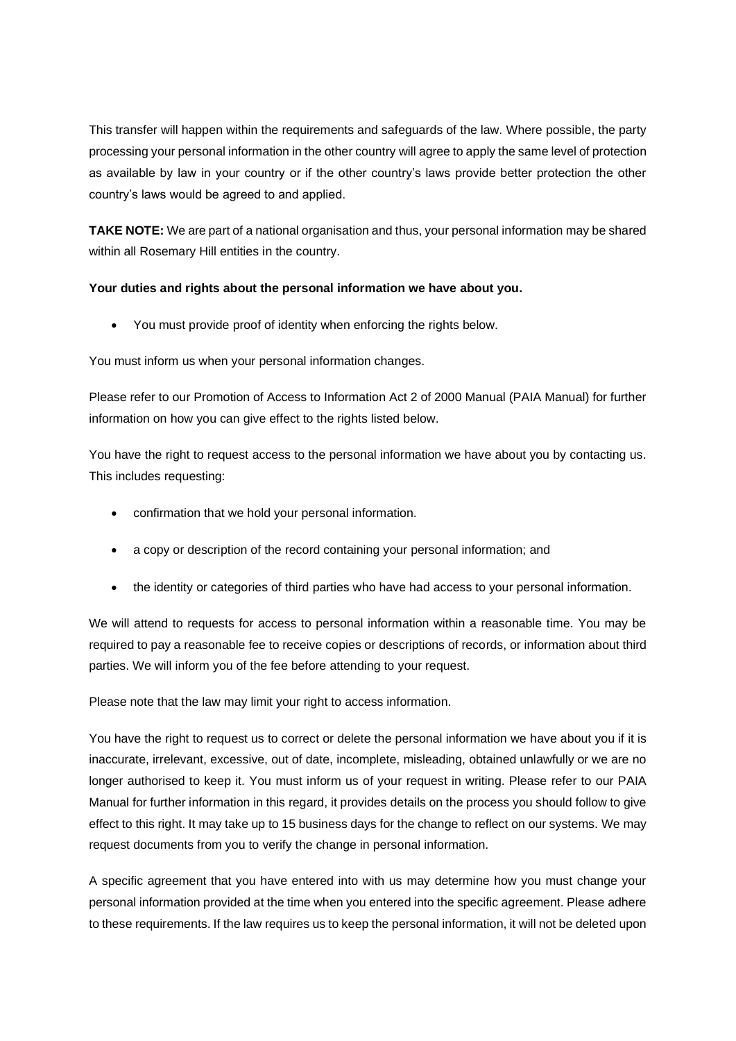This transfer will happen within the requirements and safeguards of the law. Where possible, the party processing your personal information in the other country will agree to apply the same level of protection as available by law in your country or if the other country's laws provide better protection the other country's laws would be agreed to and applied.

**TAKE NOTE:** We are part of a national organisation and thus, your personal information may be shared within all Rosemary Hill entities in the country.

**Your duties and rights about the personal information we have about you.**

- You must provide proof of identity when enforcing the rights below.

You must inform us when your personal information changes.

Please refer to our Promotion of Access to Information Act 2 of 2000 Manual (PAIA Manual) for further information on how you can give effect to the rights listed below.

You have the right to request access to the personal information we have about you by contacting us. This includes requesting:

- confirmation that we hold your personal information.
- a copy or description of the record containing your personal information; and
- the identity or categories of third parties who have had access to your personal information.

We will attend to requests for access to personal information within a reasonable time. You may be required to pay a reasonable fee to receive copies or descriptions of records, or information about third parties. We will inform you of the fee before attending to your request.

Please note that the law may limit your right to access information.

You have the right to request us to correct or delete the personal information we have about you if it is inaccurate, irrelevant, excessive, out of date, incomplete, misleading, obtained unlawfully or we are no longer authorised to keep it. You must inform us of your request in writing. Please refer to our PAIA Manual for further information in this regard, it provides details on the process you should follow to give effect to this right. It may take up to 15 business days for the change to reflect on our systems. We may request documents from you to verify the change in personal information.

A specific agreement that you have entered into with us may determine how you must change your personal information provided at the time when you entered into the specific agreement. Please adhere to these requirements. If the law requires us to keep the personal information, it will not be deleted upon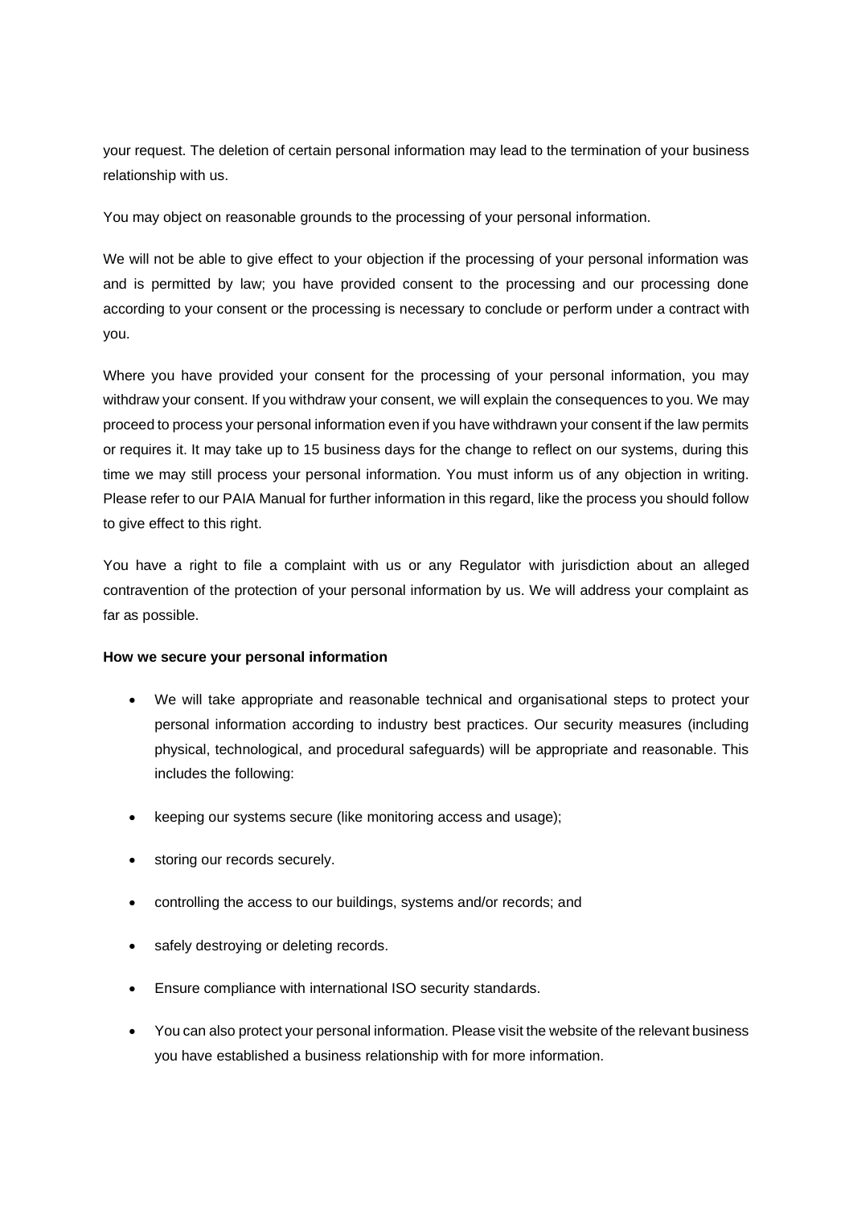your request. The deletion of certain personal information may lead to the termination of your business relationship with us.

You may object on reasonable grounds to the processing of your personal information.

We will not be able to give effect to your objection if the processing of your personal information was and is permitted by law; you have provided consent to the processing and our processing done according to your consent or the processing is necessary to conclude or perform under a contract with you.

Where you have provided your consent for the processing of your personal information, you may withdraw your consent. If you withdraw your consent, we will explain the consequences to you. We may proceed to process your personal information even if you have withdrawn your consent if the law permits or requires it. It may take up to 15 business days for the change to reflect on our systems, during this time we may still process your personal information. You must inform us of any objection in writing. Please refer to our PAIA Manual for further information in this regard, like the process you should follow to give effect to this right.

You have a right to file a complaint with us or any Regulator with jurisdiction about an alleged contravention of the protection of your personal information by us. We will address your complaint as far as possible.

**How we secure your personal information**

- We will take appropriate and reasonable technical and organisational steps to protect your personal information according to industry best practices. Our security measures (including physical, technological, and procedural safeguards) will be appropriate and reasonable. This includes the following:
- keeping our systems secure (like monitoring access and usage);
- storing our records securely.
- controlling the access to our buildings, systems and/or records; and
- safely destroying or deleting records.
- Ensure compliance with international ISO security standards.
- You can also protect your personal information. Please visit the website of the relevant business you have established a business relationship with for more information.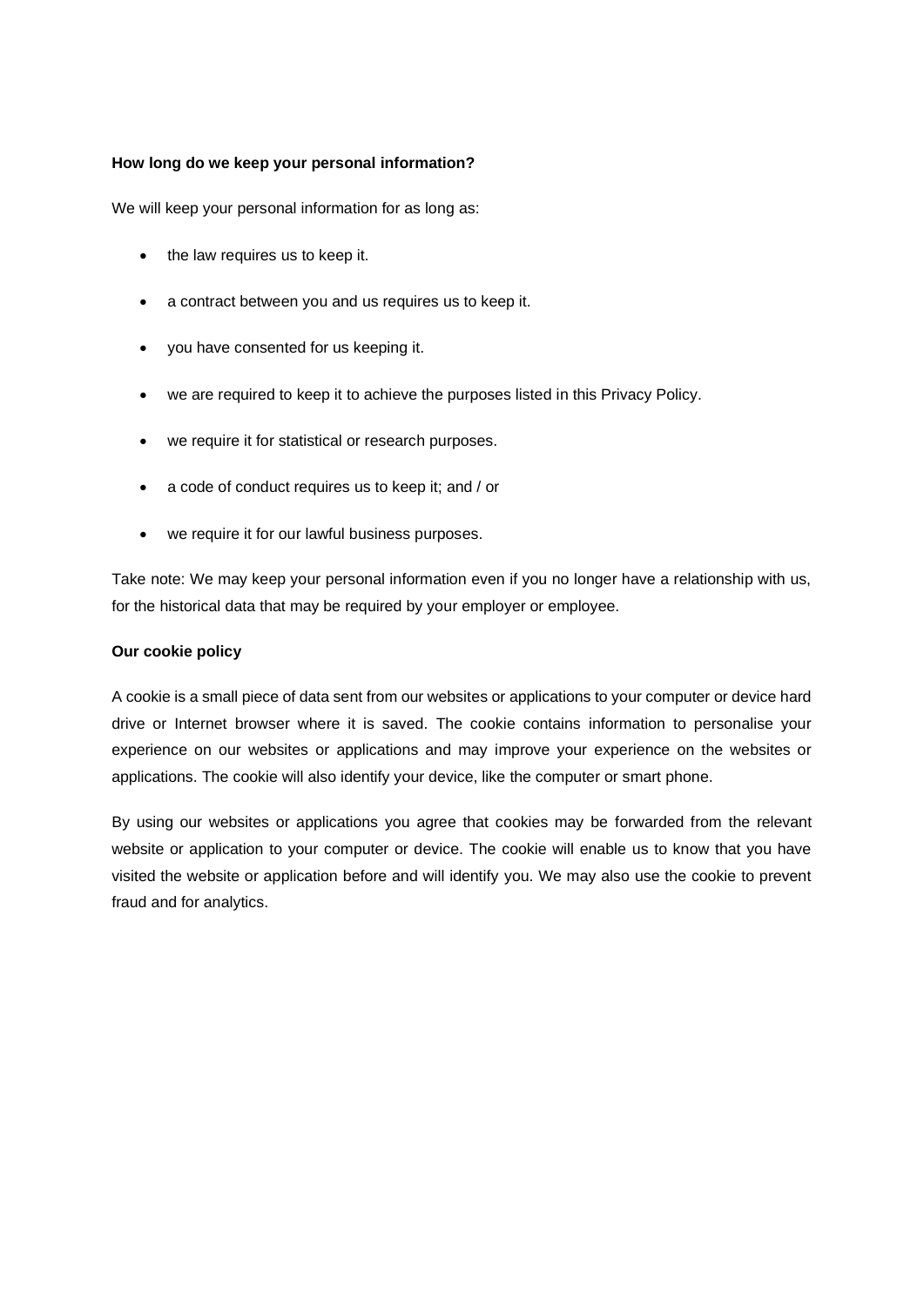**How long do we keep your personal information?**

We will keep your personal information for as long as:

- the law requires us to keep it.
- a contract between you and us requires us to keep it.
- you have consented for us keeping it.
- we are required to keep it to achieve the purposes listed in this Privacy Policy.
- we require it for statistical or research purposes.
- a code of conduct requires us to keep it; and / or
- we require it for our lawful business purposes.

Take note: We may keep your personal information even if you no longer have a relationship with us, for the historical data that may be required by your employer or employee.

**Our cookie policy**

A cookie is a small piece of data sent from our websites or applications to your computer or device hard drive or Internet browser where it is saved. The cookie contains information to personalise your experience on our websites or applications and may improve your experience on the websites or applications. The cookie will also identify your device, like the computer or smart phone.

By using our websites or applications you agree that cookies may be forwarded from the relevant website or application to your computer or device. The cookie will enable us to know that you have visited the website or application before and will identify you. We may also use the cookie to prevent fraud and for analytics.